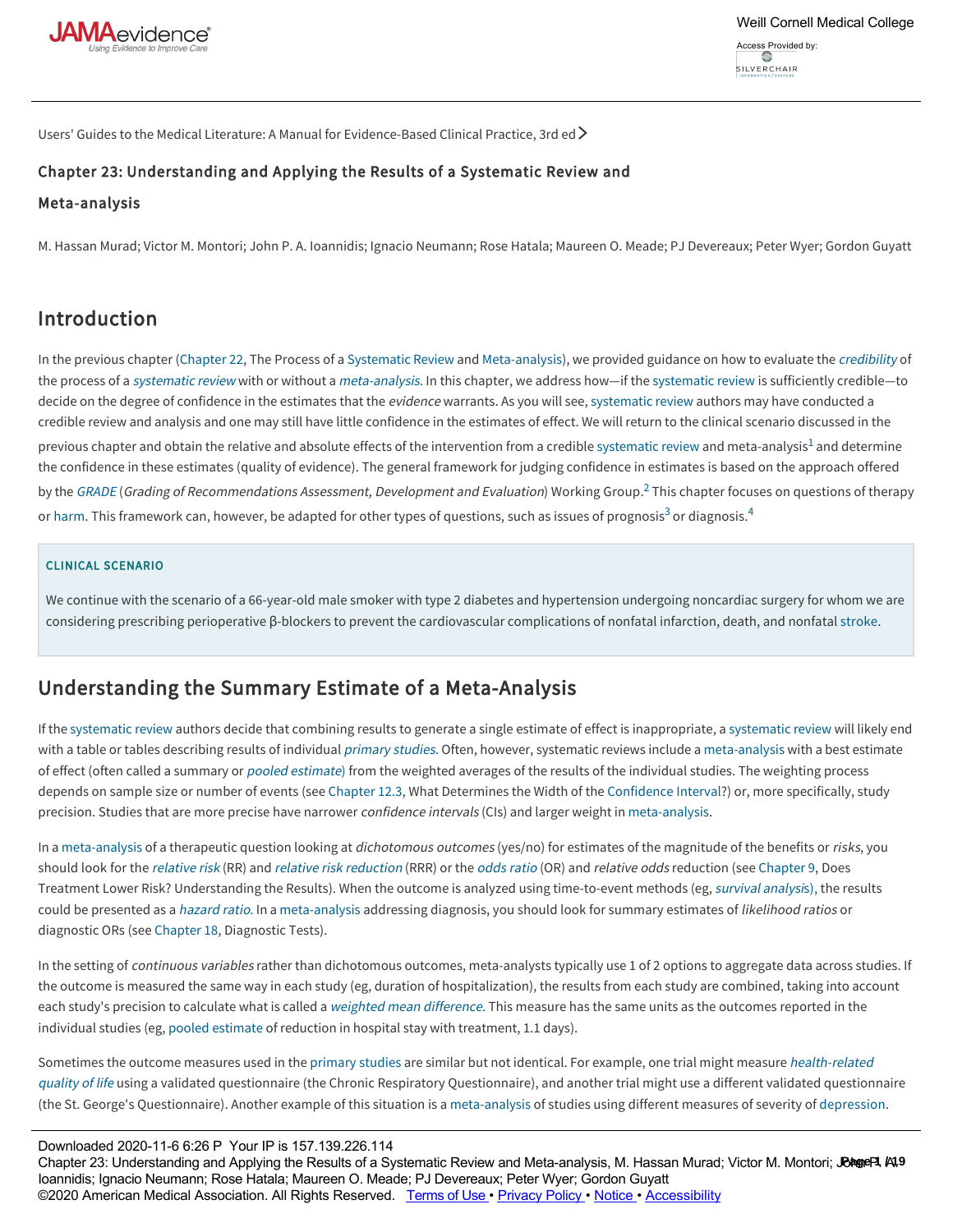Users' Guides to the Medical Literature: A Manual for Evidence-Based Clinical Practice, 3rd ed

# Chapter 23: Understanding and Applying the Results of a Systematic Review and Meta-analysis

M. Hassan Murad; Victor M. Montori; John P. A. Ioannidis; Ignacio Neumann; Rose Hatala; Maureen O. Meade; PJ Devereaux; Peter Wyer; Gordon Guyatt

## Introduction

In the previous chapter (Chapter 22, The Process of a Systematic Review and Meta-analysis), we provided guidance on how to evaluate the *credibility* of the process of a *systematic review* with or without a *meta-analysis*. In this chapter, we address how—if the systematic review is sufficiently credible—to decide on the degree of confidence in the estimates that the *evidence* warrants. As you will see, systematic review authors may have conducted a credible review and analysis and one may still have little confidence in the estimates of effect. We will return to the clinical scenario discussed in the previous chapter and obtain the relative and absolute effects of the intervention from a credible systematic review and meta-analysis[1] and determine the confidence in these estimates (quality of evidence). The general framework for judging confidence in estimates is based on the approach offered by the *GRADE* (*Grading of Recommendations Assessment, Development and Evaluation*) Working Group.[2] This chapter focuses on questions of therapy or harm. This framework can, however, be adapted for other types of questions, such as issues of prognosis[3] or diagnosis.[4]

**CLINICAL SCENARIO**

We continue with the scenario of a 66-year-old male smoker with type 2 diabetes and hypertension undergoing noncardiac surgery for whom we are considering prescribing perioperative β-blockers to prevent the cardiovascular complications of nonfatal infarction, death, and nonfatal stroke.

## Understanding the Summary Estimate of a Meta-Analysis

If the systematic review authors decide that combining results to generate a single estimate of effect is inappropriate, a systematic review will likely end with a table or tables describing results of individual *primary studies*. Often, however, systematic reviews include a meta-analysis with a best estimate of effect (often called a summary or *pooled estimate*) from the weighted averages of the results of the individual studies. The weighting process depends on sample size or number of events (see Chapter 12.3, What Determines the Width of the Confidence Interval?) or, more specifically, study precision. Studies that are more precise have narrower *confidence intervals* (CIs) and larger weight in meta-analysis.

In a meta-analysis of a therapeutic question looking at *dichotomous outcomes* (yes/no) for estimates of the magnitude of the benefits or *risks*, you should look for the *relative risk* (RR) and *relative risk reduction* (RRR) or the *odds ratio* (OR) and *relative odds* reduction (see Chapter 9, Does Treatment Lower Risk? Understanding the Results). When the outcome is analyzed using time-to-event methods (eg, *survival analysis*), the results could be presented as a *hazard ratio*. In a meta-analysis addressing diagnosis, you should look for summary estimates of *likelihood ratios* or diagnostic ORs (see Chapter 18, Diagnostic Tests).

In the setting of *continuous variables* rather than dichotomous outcomes, meta-analysts typically use 1 of 2 options to aggregate data across studies. If the outcome is measured the same way in each study (eg, duration of hospitalization), the results from each study are combined, taking into account each study's precision to calculate what is called a *weighted mean difference*. This measure has the same units as the outcomes reported in the individual studies (eg, pooled estimate of reduction in hospital stay with treatment, 1.1 days).

Sometimes the outcome measures used in the primary studies are similar but not identical. For example, one trial might measure *health-related quality of life* using a validated questionnaire (the Chronic Respiratory Questionnaire), and another trial might use a different validated questionnaire (the St. George's Questionnaire). Another example of this situation is a meta-analysis of studies using different measures of severity of depression.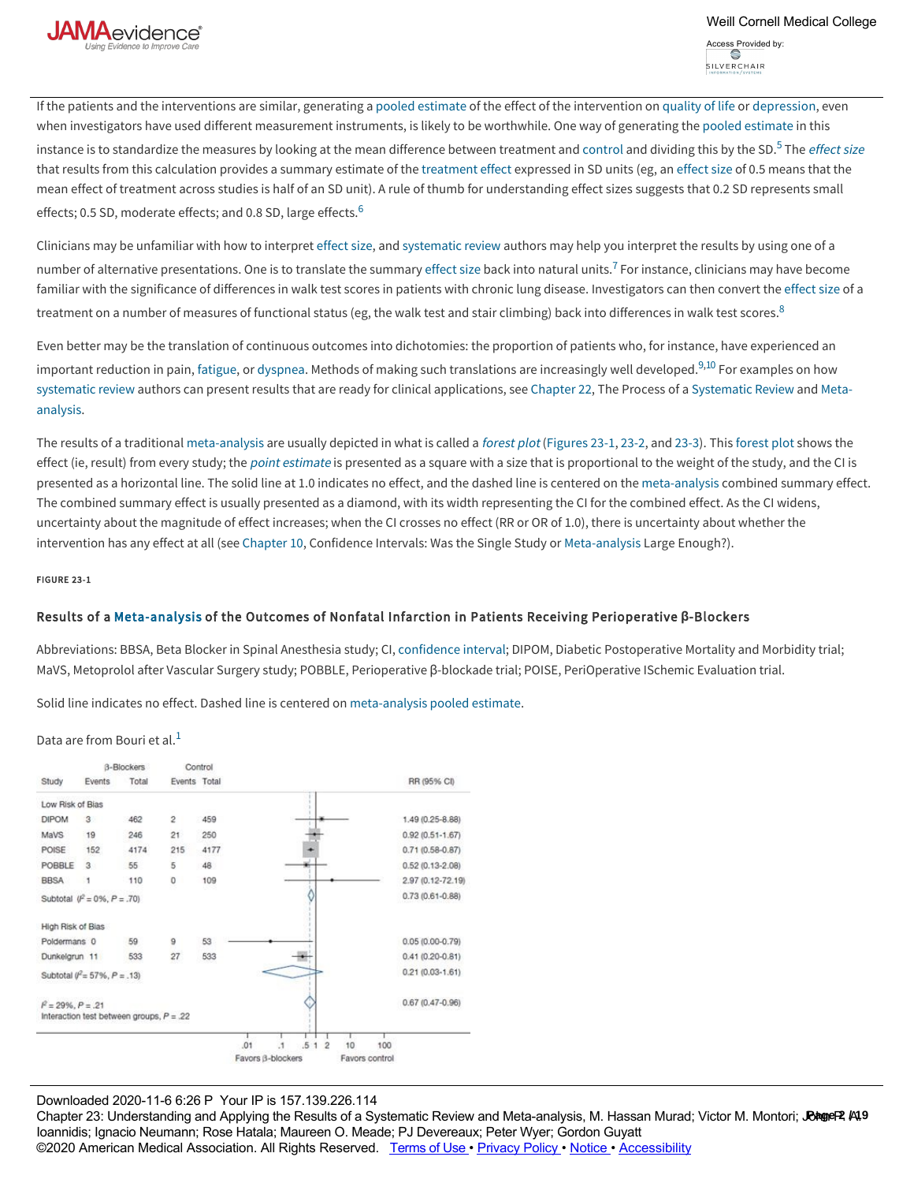If the patients and the interventions are similar, generating a pooled estimate of the effect of the intervention on quality of life or depression, even when investigators have used different measurement instruments, is likely to be worthwhile. One way of generating the pooled estimate in this instance is to standardize the measures by looking at the mean difference between treatment and control and dividing this by the SD.[5] The *effect size* that results from this calculation provides a summary estimate of the treatment effect expressed in SD units (eg, an effect size of 0.5 means that the mean effect of treatment across studies is half of an SD unit). A rule of thumb for understanding effect sizes suggests that 0.2 SD represents small effects; 0.5 SD, moderate effects; and 0.8 SD, large effects.[6]

Clinicians may be unfamiliar with how to interpret effect size, and systematic review authors may help you interpret the results by using one of a number of alternative presentations. One is to translate the summary effect size back into natural units.[7] For instance, clinicians may have become familiar with the significance of differences in walk test scores in patients with chronic lung disease. Investigators can then convert the effect size of a treatment on a number of measures of functional status (eg, the walk test and stair climbing) back into differences in walk test scores.[8]

Even better may be the translation of continuous outcomes into dichotomies: the proportion of patients who, for instance, have experienced an important reduction in pain, fatigue, or dyspnea. Methods of making such translations are increasingly well developed.[9,10] For examples on how systematic review authors can present results that are ready for clinical applications, see Chapter 22, The Process of a Systematic Review and Meta-analysis.

The results of a traditional meta-analysis are usually depicted in what is called a *forest plot* (Figures 23-1, 23-2, and 23-3). This forest plot shows the effect (ie, result) from every study; the *point estimate* is presented as a square with a size that is proportional to the weight of the study, and the CI is presented as a horizontal line. The solid line at 1.0 indicates no effect, and the dashed line is centered on the meta-analysis combined summary effect. The combined summary effect is usually presented as a diamond, with its width representing the CI for the combined effect. As the CI widens, uncertainty about the magnitude of effect increases; when the CI crosses no effect (RR or OR of 1.0), there is uncertainty about whether the intervention has any effect at all (see Chapter 10, Confidence Intervals: Was the Single Study or Meta-analysis Large Enough?).

###### FIGURE 23-1

### Results of a Meta-analysis of the Outcomes of Nonfatal Infarction in Patients Receiving Perioperative β-Blockers

Abbreviations: BBSA, Beta Blocker in Spinal Anesthesia study; CI, confidence interval; DIPOM, Diabetic Postoperative Mortality and Morbidity trial; MaVS, Metoprolol after Vascular Surgery study; POBBLE, Perioperative β-blockade trial; POISE, PeriOperative ISchemic Evaluation trial.

Solid line indicates no effect. Dashed line is centered on meta-analysis pooled estimate.

Data are from Bouri et al.[1]

β-Blockers Control
Study Events Total Events Total RR (95% CI)
Low Risk of Bias
DIPOM 3 462 2 459 1.49 (0.25-8.88)
MaVS 19 246 21 250 0.92 (0.51-1.67)
POISE 152 4174 215 4177 0.71 (0.58-0.87)
POBBLE 3 55 5 48 0.52 (0.13-2.08)
BBSA 1 110 0 109 2.97 (0.12-72.19)
Subtotal ($I^2$ = 0%, $P$ = .70) 0.73 (0.61-0.88)
High Risk of Bias
Poldermans 0 59 9 53 0.05 (0.00-0.79)
Dunkelgrun 11 533 27 533 0.41 (0.20-0.81)
Subtotal ($I^2$ = 57%, $P$ = .13) 0.21 (0.03-1.61)
$I^2$ = 29%, $P$ = .21 0.67 (0.47-0.96)
Interaction test between groups, $P$ = .22
.01 .1 .5 1 2 10 100
Favors β-blockers Favors control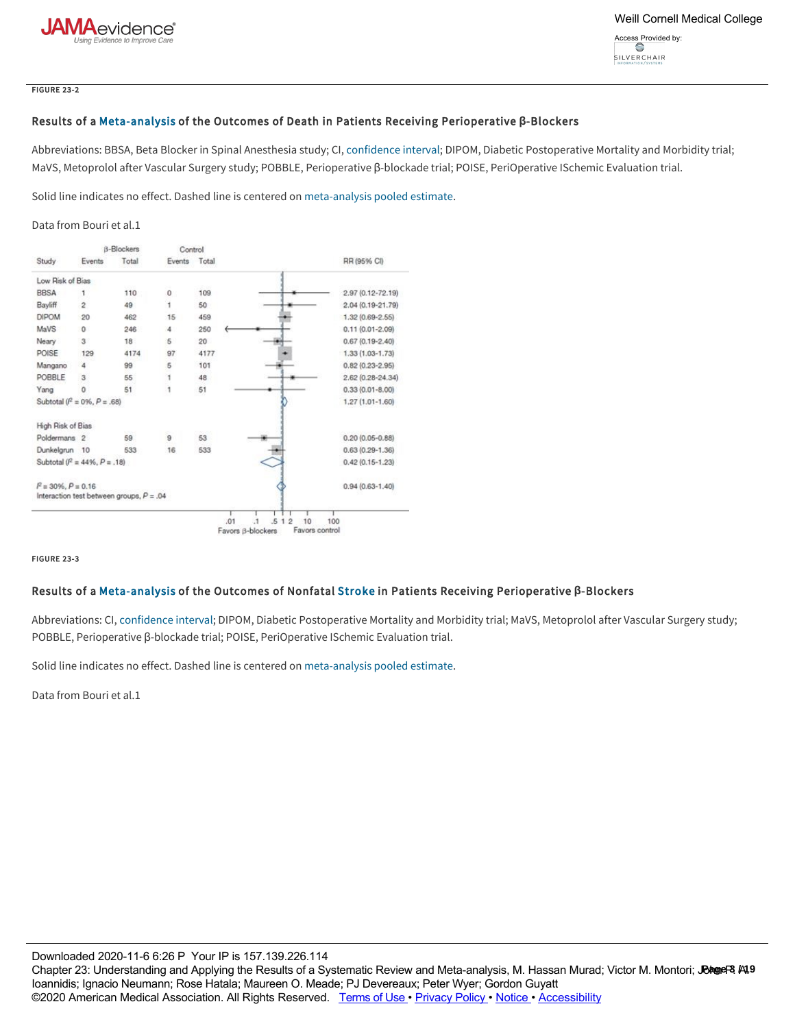**FIGURE 23-2**

### Results of a Meta-analysis of the Outcomes of Death in Patients Receiving Perioperative β-Blockers

Abbreviations: BBSA, Beta Blocker in Spinal Anesthesia study; CI, confidence interval; DIPOM, Diabetic Postoperative Mortality and Morbidity trial; MaVS, Metoprolol after Vascular Surgery study; POBBLE, Perioperative β-blockade trial; POISE, PeriOperative ISchemic Evaluation trial.

Solid line indicates no effect. Dashed line is centered on meta-analysis pooled estimate.

Data from Bouri et al.1

β-Blockers Control

Study Events Total Events Total RR (95% CI)

Low Risk of Bias

BBSA 1 110 0 109 2.97 (0.12-72.19)

Bayliff 2 49 1 50 2.04 (0.19-21.79)

DIPOM 20 462 15 459 1.32 (0.69-2.55)

MaVS 0 246 4 250 0.11 (0.01-2.09)

Neary 3 18 5 20 0.67 (0.19-2.40)

POISE 129 4174 97 4177 1.33 (1.03-1.73)

Mangano 4 99 5 101 0.82 (0.23-2.95)

POBBLE 3 55 1 48 2.62 (0.28-24.34)

Yang 0 51 1 51 0.33 (0.01-8.00)

Subtotal ($I^2$ = 0%, $P$ = .68) 1.27 (1.01-1.60)

High Risk of Bias

Poldermans 2 59 9 53 0.20 (0.05-0.88)

Dunkelgrun 10 533 16 533 0.63 (0.29-1.36)

Subtotal ($I^2$ = 44%, $P$ = .18) 0.42 (0.15-1.23)

$I^2$ = 30%, $P$ = 0.16 0.94 (0.63-1.40)

Interaction test between groups, $P$ = .04

.01 .1 .5 1 2 10 100

Favors β-blockers Favors control

**FIGURE 23-3**

### Results of a Meta-analysis of the Outcomes of Nonfatal Stroke in Patients Receiving Perioperative β-Blockers

Abbreviations: CI, confidence interval; DIPOM, Diabetic Postoperative Mortality and Morbidity trial; MaVS, Metoprolol after Vascular Surgery study; POBBLE, Perioperative β-blockade trial; POISE, PeriOperative ISchemic Evaluation trial.

Solid line indicates no effect. Dashed line is centered on meta-analysis pooled estimate.

Data from Bouri et al.1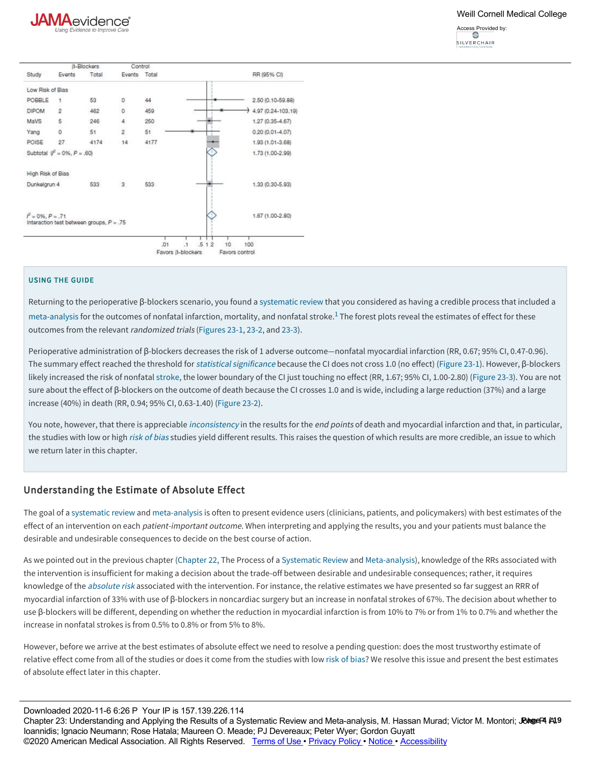β-Blockers Control

Study Events Total Events Total RR (95% CI)

Low Risk of Bias

POBBLE 1 53 0 44 2.50 (0.10-59.88)

DIPOM 2 462 0 459 4.97 (0.24-103.19)

MaVS 5 246 4 250 1.27 (0.35-4.67)

Yang 0 51 2 51 0.20 (0.01-4.07)

POISE 27 4174 14 4177 1.93 (1.01-3.68)

Subtotal ($I^2$ = 0%, P = .60) 1.73 (1.00-2.99)

High Risk of Bias

Dunkelgrun 4 533 3 533 1.33 (0.30-5.93)

$I^2$ = 0%, P = .71 1.67 (1.00-2.80)

Interaction test between groups, P = .75

.01 .1 .5 1 2 10 100

Favors β-blockers Favors control

### USING THE GUIDE

Returning to the perioperative β-blockers scenario, you found a systematic review that you considered as having a credible process that included a meta-analysis for the outcomes of nonfatal infarction, mortality, and nonfatal stroke.[1] The forest plots reveal the estimates of effect for these outcomes from the relevant *randomized trials* (Figures 23-1, 23-2, and 23-3).

Perioperative administration of β-blockers decreases the risk of 1 adverse outcome—nonfatal myocardial infarction (RR, 0.67; 95% CI, 0.47-0.96). The summary effect reached the threshold for *statistical significance* because the CI does not cross 1.0 (no effect) (Figure 23-1). However, β-blockers likely increased the risk of nonfatal stroke, the lower boundary of the CI just touching no effect (RR, 1.67; 95% CI, 1.00-2.80) (Figure 23-3). You are not sure about the effect of β-blockers on the outcome of death because the CI crosses 1.0 and is wide, including a large reduction (37%) and a large increase (40%) in death (RR, 0.94; 95% CI, 0.63-1.40) (Figure 23-2).

You note, however, that there is appreciable *inconsistency* in the results for the *end points* of death and myocardial infarction and that, in particular, the studies with low or high *risk of bias* studies yield different results. This raises the question of which results are more credible, an issue to which we return later in this chapter.

## Understanding the Estimate of Absolute Effect

The goal of a systematic review and meta-analysis is often to present evidence users (clinicians, patients, and policymakers) with best estimates of the effect of an intervention on each *patient-important outcome*. When interpreting and applying the results, you and your patients must balance the desirable and undesirable consequences to decide on the best course of action.

As we pointed out in the previous chapter (Chapter 22, The Process of a Systematic Review and Meta-analysis), knowledge of the RRs associated with the intervention is insufficient for making a decision about the trade-off between desirable and undesirable consequences; rather, it requires knowledge of the *absolute risk* associated with the intervention. For instance, the relative estimates we have presented so far suggest an RRR of myocardial infarction of 33% with use of β-blockers in noncardiac surgery but an increase in nonfatal strokes of 67%. The decision about whether to use β-blockers will be different, depending on whether the reduction in myocardial infarction is from 10% to 7% or from 1% to 0.7% and whether the increase in nonfatal strokes is from 0.5% to 0.8% or from 5% to 8%.

However, before we arrive at the best estimates of absolute effect we need to resolve a pending question: does the most trustworthy estimate of relative effect come from all of the studies or does it come from the studies with low risk of bias? We resolve this issue and present the best estimates of absolute effect later in this chapter.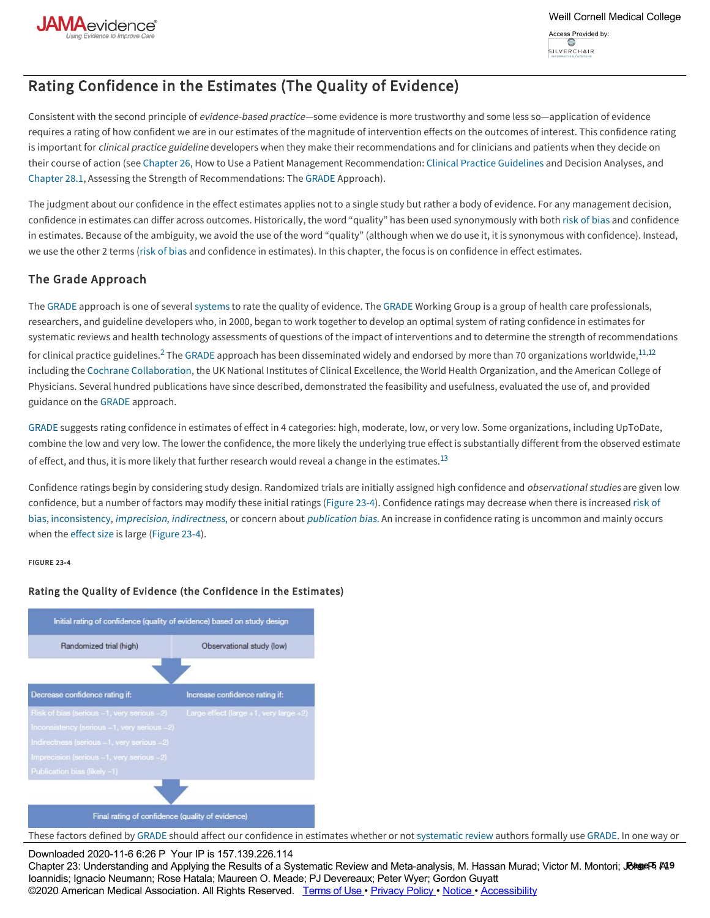# Rating Confidence in the Estimates (The Quality of Evidence)

Consistent with the second principle of *evidence-based practice*—some evidence is more trustworthy and some less so—application of evidence requires a rating of how confident we are in our estimates of the magnitude of intervention effects on the outcomes of interest. This confidence rating is important for *clinical practice guideline* developers when they make their recommendations and for clinicians and patients when they decide on their course of action (see Chapter 26, How to Use a Patient Management Recommendation: Clinical Practice Guidelines and Decision Analyses, and Chapter 28.1, Assessing the Strength of Recommendations: The GRADE Approach).

The judgment about our confidence in the effect estimates applies not to a single study but rather a body of evidence. For any management decision, confidence in estimates can differ across outcomes. Historically, the word "quality" has been used synonymously with both risk of bias and confidence in estimates. Because of the ambiguity, we avoid the use of the word "quality" (although when we do use it, it is synonymous with confidence). Instead, we use the other 2 terms (risk of bias and confidence in estimates). In this chapter, the focus is on confidence in effect estimates.

## The Grade Approach

The GRADE approach is one of several systems to rate the quality of evidence. The GRADE Working Group is a group of health care professionals, researchers, and guideline developers who, in 2000, began to work together to develop an optimal system of rating confidence in estimates for systematic reviews and health technology assessments of questions of the impact of interventions and to determine the strength of recommendations for clinical practice guidelines.[2] The GRADE approach has been disseminated widely and endorsed by more than 70 organizations worldwide,[11,12] including the Cochrane Collaboration, the UK National Institutes of Clinical Excellence, the World Health Organization, and the American College of Physicians. Several hundred publications have since described, demonstrated the feasibility and usefulness, evaluated the use of, and provided guidance on the GRADE approach.

GRADE suggests rating confidence in estimates of effect in 4 categories: high, moderate, low, or very low. Some organizations, including UpToDate, combine the low and very low. The lower the confidence, the more likely the underlying true effect is substantially different from the observed estimate of effect, and thus, it is more likely that further research would reveal a change in the estimates.[13]

Confidence ratings begin by considering study design. Randomized trials are initially assigned high confidence and *observational studies* are given low confidence, but a number of factors may modify these initial ratings (Figure 23-4). Confidence ratings may decrease when there is increased risk of bias, inconsistency, *imprecision*, *indirectness*, or concern about *publication bias*. An increase in confidence rating is uncommon and mainly occurs when the effect size is large (Figure 23-4).

**FIGURE 23-4**

### Rating the Quality of Evidence (the Confidence in the Estimates)

Initial rating of confidence (quality of evidence) based on study design

Randomized trial (high)

Observational study (low)

Decrease confidence rating if:

Risk of bias (serious −1, very serious −2)

Inconsistency (serious −1, very serious −2)

Indirectness (serious −1, very serious −2)

Imprecision (serious −1, very serious −2)

Publication bias (likely −1)

Increase confidence rating if:

Large effect (large +1, very large +2)

Final rating of confidence (quality of evidence)

These factors defined by GRADE should affect our confidence in estimates whether or not systematic review authors formally use GRADE. In one way or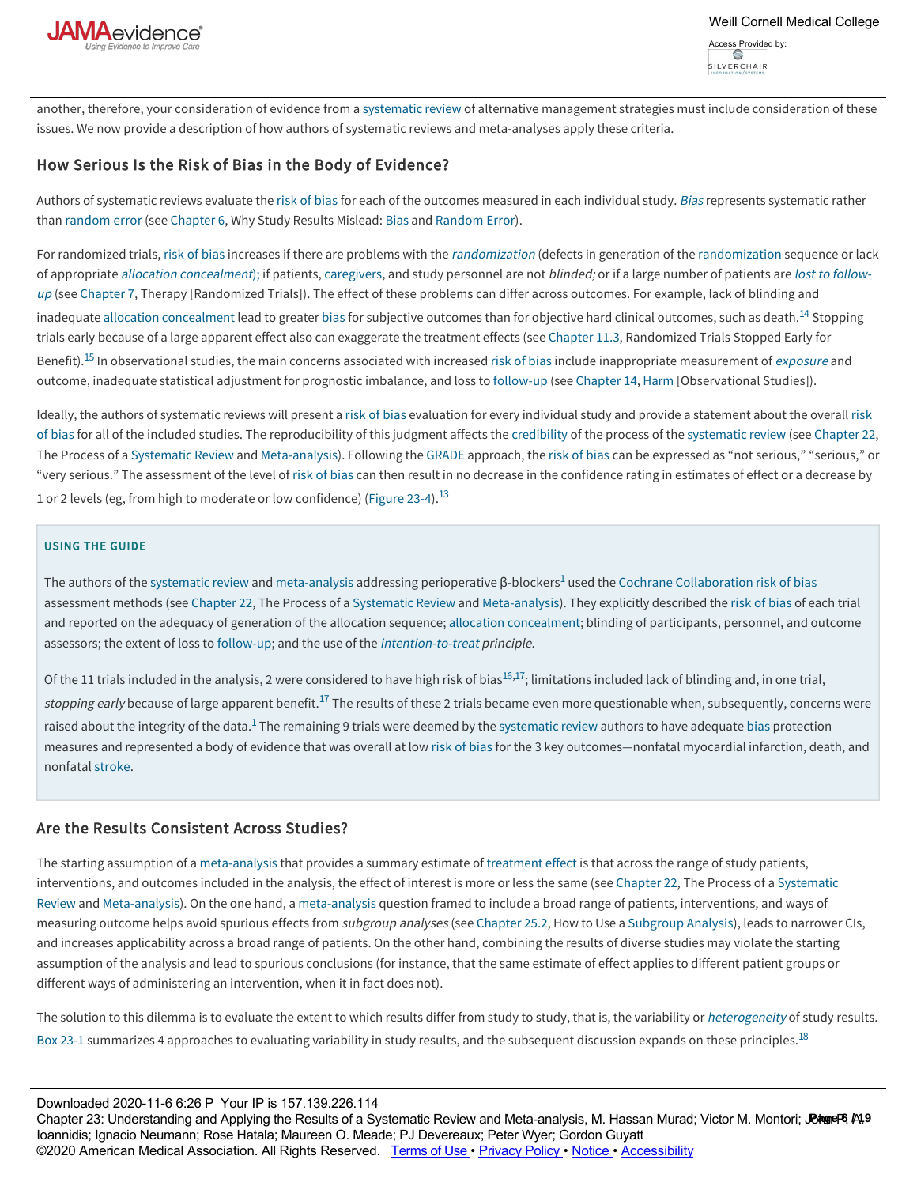another, therefore, your consideration of evidence from a systematic review of alternative management strategies must include consideration of these issues. We now provide a description of how authors of systematic reviews and meta-analyses apply these criteria.

## How Serious Is the Risk of Bias in the Body of Evidence?

Authors of systematic reviews evaluate the risk of bias for each of the outcomes measured in each individual study. *Bias* represents systematic rather than random error (see Chapter 6, Why Study Results Mislead: Bias and Random Error).

For randomized trials, risk of bias increases if there are problems with the *randomization* (defects in generation of the randomization sequence or lack of appropriate *allocation concealment*); if patients, caregivers, and study personnel are not *blinded;* or if a large number of patients are *lost to follow-up* (see Chapter 7, Therapy [Randomized Trials]). The effect of these problems can differ across outcomes. For example, lack of blinding and inadequate allocation concealment lead to greater bias for subjective outcomes than for objective hard clinical outcomes, such as death.[14] Stopping trials early because of a large apparent effect also can exaggerate the treatment effects (see Chapter 11.3, Randomized Trials Stopped Early for Benefit).[15] In observational studies, the main concerns associated with increased risk of bias include inappropriate measurement of *exposure* and outcome, inadequate statistical adjustment for prognostic imbalance, and loss to follow-up (see Chapter 14, Harm [Observational Studies]).

Ideally, the authors of systematic reviews will present a risk of bias evaluation for every individual study and provide a statement about the overall risk of bias for all of the included studies. The reproducibility of this judgment affects the credibility of the process of the systematic review (see Chapter 22, The Process of a Systematic Review and Meta-analysis). Following the GRADE approach, the risk of bias can be expressed as "not serious," "serious," or "very serious." The assessment of the level of risk of bias can then result in no decrease in the confidence rating in estimates of effect or a decrease by 1 or 2 levels (eg, from high to moderate or low confidence) (Figure 23-4).[13]

**USING THE GUIDE**

The authors of the systematic review and meta-analysis addressing perioperative β-blockers[1] used the Cochrane Collaboration risk of bias assessment methods (see Chapter 22, The Process of a Systematic Review and Meta-analysis). They explicitly described the risk of bias of each trial and reported on the adequacy of generation of the allocation sequence; allocation concealment; blinding of participants, personnel, and outcome assessors; the extent of loss to follow-up; and the use of the *intention-to-treat principle.*

Of the 11 trials included in the analysis, 2 were considered to have high risk of bias[16,17]; limitations included lack of blinding and, in one trial, *stopping early* because of large apparent benefit.[17] The results of these 2 trials became even more questionable when, subsequently, concerns were raised about the integrity of the data.[1] The remaining 9 trials were deemed by the systematic review authors to have adequate bias protection measures and represented a body of evidence that was overall at low risk of bias for the 3 key outcomes—nonfatal myocardial infarction, death, and nonfatal stroke.

## Are the Results Consistent Across Studies?

The starting assumption of a meta-analysis that provides a summary estimate of treatment effect is that across the range of study patients, interventions, and outcomes included in the analysis, the effect of interest is more or less the same (see Chapter 22, The Process of a Systematic Review and Meta-analysis). On the one hand, a meta-analysis question framed to include a broad range of patients, interventions, and ways of measuring outcome helps avoid spurious effects from *subgroup analyses* (see Chapter 25.2, How to Use a Subgroup Analysis), leads to narrower CIs, and increases applicability across a broad range of patients. On the other hand, combining the results of diverse studies may violate the starting assumption of the analysis and lead to spurious conclusions (for instance, that the same estimate of effect applies to different patient groups or different ways of administering an intervention, when it in fact does not).

The solution to this dilemma is to evaluate the extent to which results differ from study to study, that is, the variability or *heterogeneity* of study results. Box 23-1 summarizes 4 approaches to evaluating variability in study results, and the subsequent discussion expands on these principles.[18]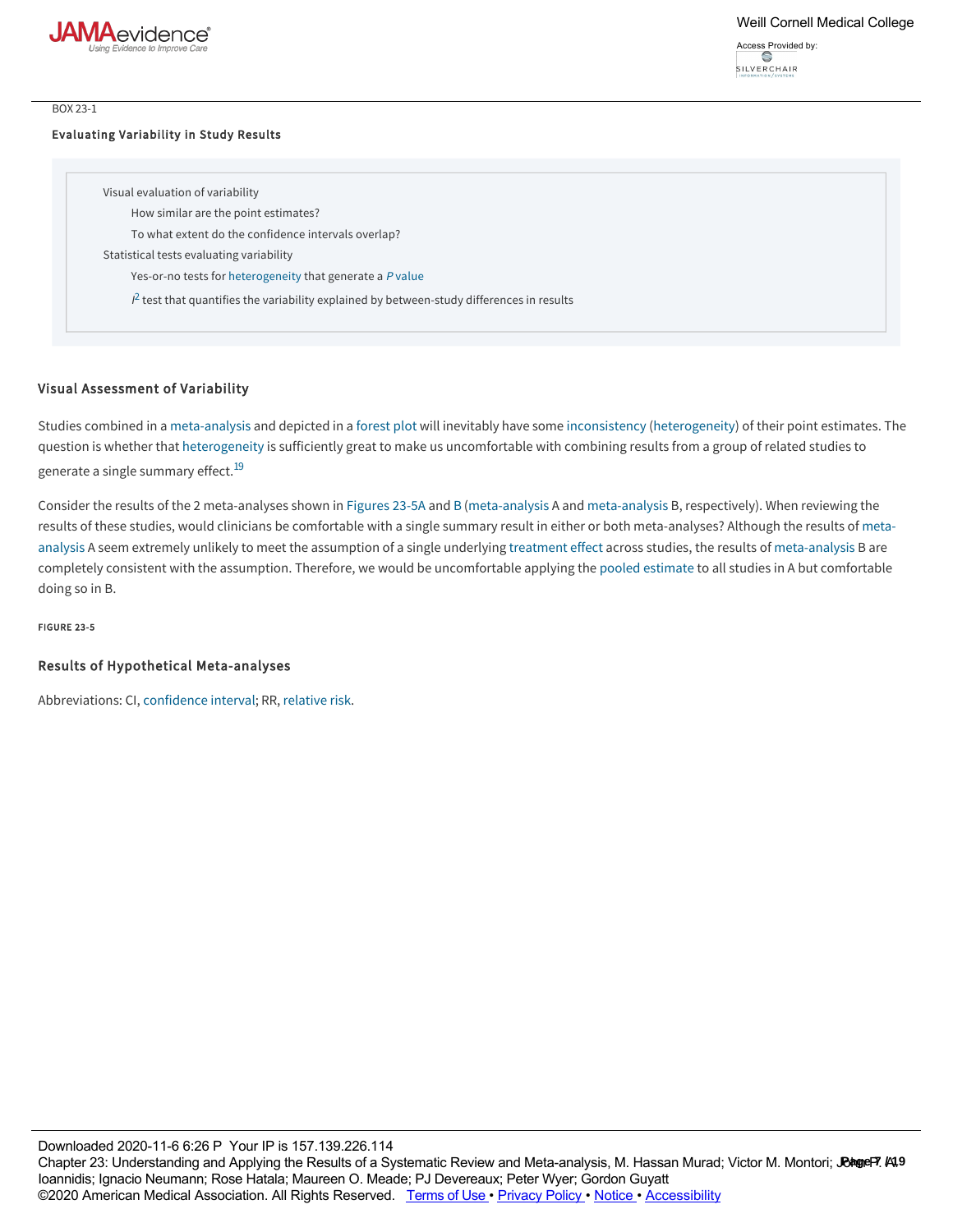BOX 23-1

**Evaluating Variability in Study Results**

- Visual evaluation of variability
  - How similar are the point estimates?
  - To what extent do the confidence intervals overlap?
- Statistical tests evaluating variability
  - Yes-or-no tests for heterogeneity that generate a *P* value
  - $I^2$ test that quantifies the variability explained by between-study differences in results

## Visual Assessment of Variability

Studies combined in a meta-analysis and depicted in a forest plot will inevitably have some inconsistency (heterogeneity) of their point estimates. The question is whether that heterogeneity is sufficiently great to make us uncomfortable with combining results from a group of related studies to generate a single summary effect.[19]

Consider the results of the 2 meta-analyses shown in Figures 23-5A and B (meta-analysis A and meta-analysis B, respectively). When reviewing the results of these studies, would clinicians be comfortable with a single summary result in either or both meta-analyses? Although the results of meta-analysis A seem extremely unlikely to meet the assumption of a single underlying treatment effect across studies, the results of meta-analysis B are completely consistent with the assumption. Therefore, we would be uncomfortable applying the pooled estimate to all studies in A but comfortable doing so in B.

**FIGURE 23-5**

**Results of Hypothetical Meta-analyses**

Abbreviations: CI, confidence interval; RR, relative risk.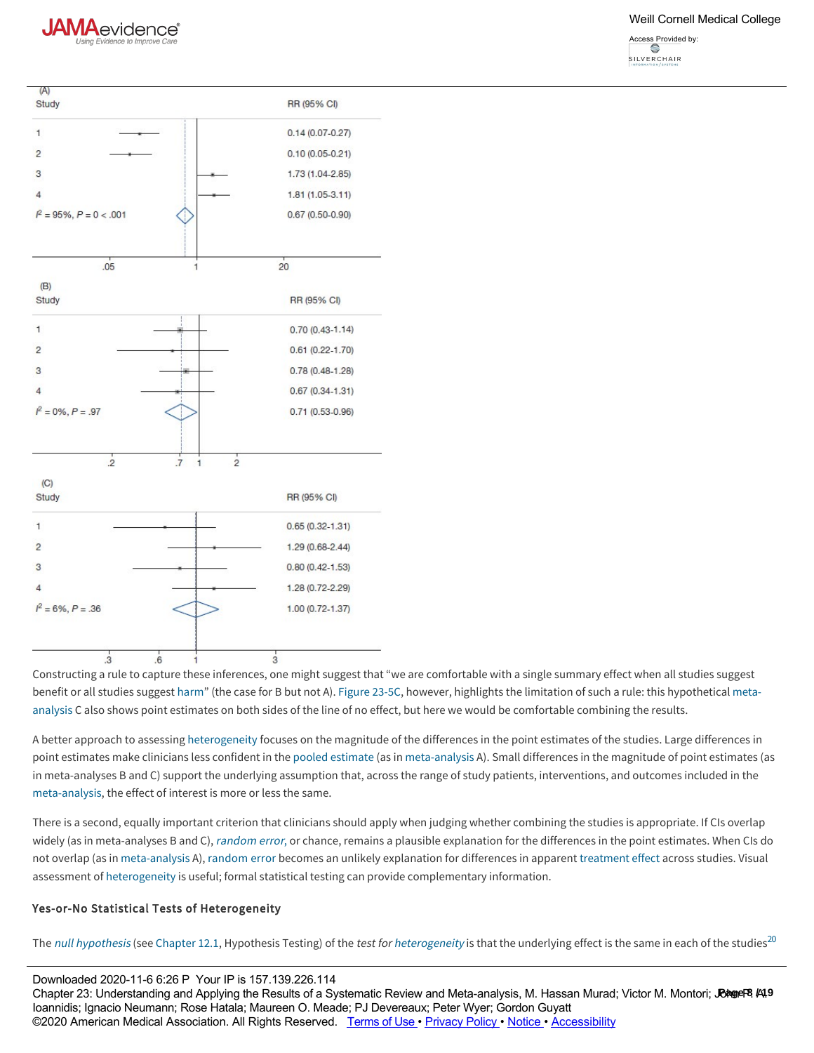(A)

Study

RR (95% CI)

1

0.14 (0.07-0.27)

2

0.10 (0.05-0.21)

3

1.73 (1.04-2.85)

4

1.81 (1.05-3.11)

$I^2$ = 95%, P = 0 < .001

0.67 (0.50-0.90)

.05

1

20

(B)

Study

RR (95% CI)

1

0.70 (0.43-1.14)

2

0.61 (0.22-1.70)

3

0.78 (0.48-1.28)

4

0.67 (0.34-1.31)

$I^2$ = 0%, P = .97

0.71 (0.53-0.96)

.2

.7

1

2

(C)

Study

RR (95% CI)

1

0.65 (0.32-1.31)

2

1.29 (0.68-2.44)

3

0.80 (0.42-1.53)

4

1.28 (0.72-2.29)

$I^2$ = 6%, P = .36

1.00 (0.72-1.37)

.3

.6

1

3

Constructing a rule to capture these inferences, one might suggest that "we are comfortable with a single summary effect when all studies suggest benefit or all studies suggest harm" (the case for B but not A). Figure 23-5C, however, highlights the limitation of such a rule: this hypothetical meta-analysis C also shows point estimates on both sides of the line of no effect, but here we would be comfortable combining the results.

A better approach to assessing heterogeneity focuses on the magnitude of the differences in the point estimates of the studies. Large differences in point estimates make clinicians less confident in the pooled estimate (as in meta-analysis A). Small differences in the magnitude of point estimates (as in meta-analyses B and C) support the underlying assumption that, across the range of study patients, interventions, and outcomes included in the meta-analysis, the effect of interest is more or less the same.

There is a second, equally important criterion that clinicians should apply when judging whether combining the studies is appropriate. If CIs overlap widely (as in meta-analyses B and C), *random error*, or chance, remains a plausible explanation for the differences in the point estimates. When CIs do not overlap (as in meta-analysis A), random error becomes an unlikely explanation for differences in apparent treatment effect across studies. Visual assessment of heterogeneity is useful; formal statistical testing can provide complementary information.

### Yes-or-No Statistical Tests of Heterogeneity

The *null hypothesis* (see Chapter 12.1, Hypothesis Testing) of the *test for heterogeneity* is that the underlying effect is the same in each of the studies[20]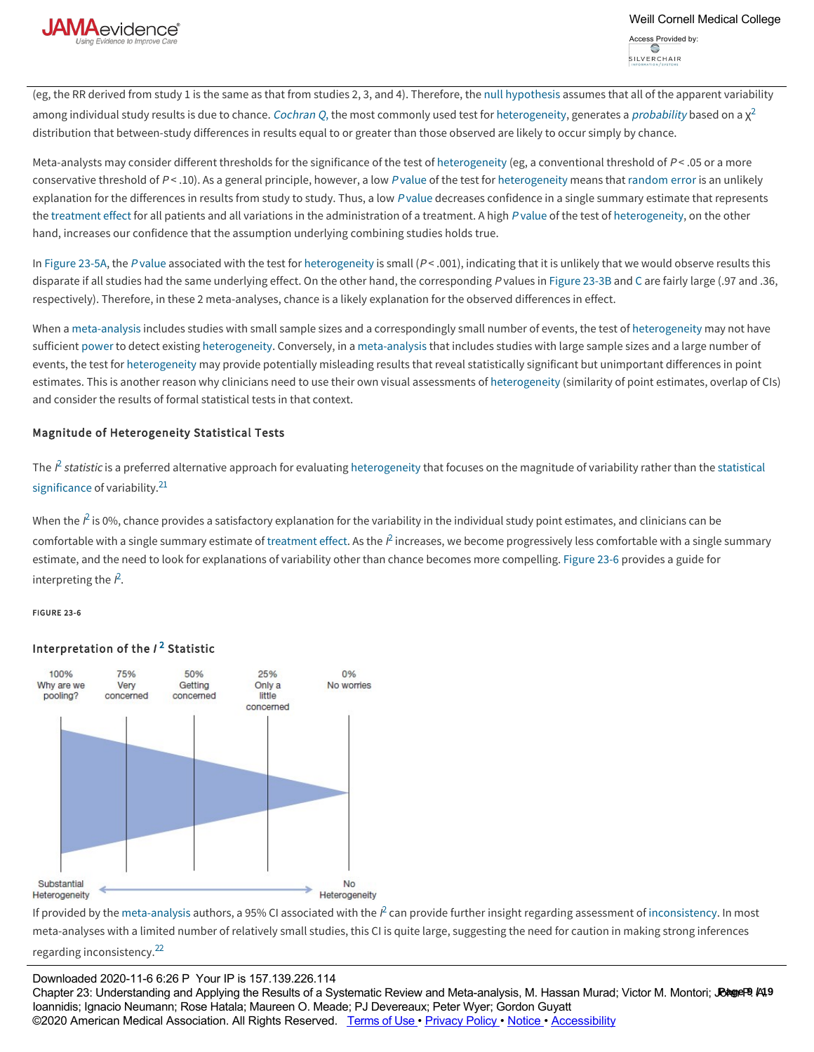(eg, the RR derived from study 1 is the same as that from studies 2, 3, and 4). Therefore, the null hypothesis assumes that all of the apparent variability among individual study results is due to chance. *Cochran Q*, the most commonly used test for heterogeneity, generates a *probability* based on a $\chi^2$ distribution that between-study differences in results equal to or greater than those observed are likely to occur simply by chance.

Meta-analysts may consider different thresholds for the significance of the test of heterogeneity (eg, a conventional threshold of $P < .05$ or a more conservative threshold of $P < .10$). As a general principle, however, a low *P* value of the test for heterogeneity means that random error is an unlikely explanation for the differences in results from study to study. Thus, a low *P* value decreases confidence in a single summary estimate that represents the treatment effect for all patients and all variations in the administration of a treatment. A high *P* value of the test of heterogeneity, on the other hand, increases our confidence that the assumption underlying combining studies holds true.

In Figure 23-5A, the *P* value associated with the test for heterogeneity is small ($P < .001$), indicating that it is unlikely that we would observe results this disparate if all studies had the same underlying effect. On the other hand, the corresponding *P* values in Figure 23-3B and C are fairly large (.97 and .36, respectively). Therefore, in these 2 meta-analyses, chance is a likely explanation for the observed differences in effect.

When a meta-analysis includes studies with small sample sizes and a correspondingly small number of events, the test of heterogeneity may not have sufficient power to detect existing heterogeneity. Conversely, in a meta-analysis that includes studies with large sample sizes and a large number of events, the test for heterogeneity may provide potentially misleading results that reveal statistically significant but unimportant differences in point estimates. This is another reason why clinicians need to use their own visual assessments of heterogeneity (similarity of point estimates, overlap of CIs) and consider the results of formal statistical tests in that context.

### Magnitude of Heterogeneity Statistical Tests

The *$I^2$ statistic* is a preferred alternative approach for evaluating heterogeneity that focuses on the magnitude of variability rather than the statistical significance of variability.[21]

When the $I^2$ is 0%, chance provides a satisfactory explanation for the variability in the individual study point estimates, and clinicians can be comfortable with a single summary estimate of treatment effect. As the $I^2$ increases, we become progressively less comfortable with a single summary estimate, and the need to look for explanations of variability other than chance becomes more compelling. Figure 23-6 provides a guide for interpreting the $I^2$.

FIGURE 23-6

#### Interpretation of the $I^2$ Statistic

100%
Why are we pooling?

75%
Very concerned

50%
Getting concerned

25%
Only a little concerned

0%
No worries

Substantial Heterogeneity

No Heterogeneity

If provided by the meta-analysis authors, a 95% CI associated with the $I^2$ can provide further insight regarding assessment of inconsistency. In most meta-analyses with a limited number of relatively small studies, this CI is quite large, suggesting the need for caution in making strong inferences regarding inconsistency.[22]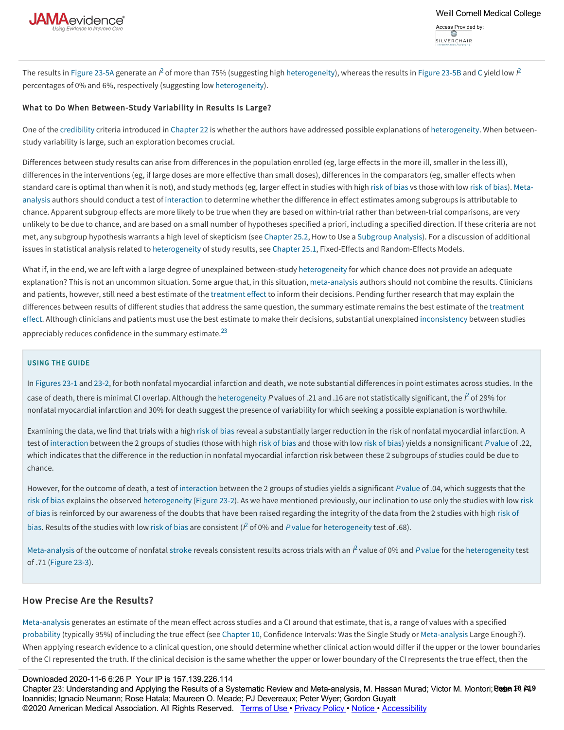The results in Figure 23-5A generate an $I^2$ of more than 75% (suggesting high heterogeneity), whereas the results in Figure 23-5B and C yield low $I^2$ percentages of 0% and 6%, respectively (suggesting low heterogeneity).

### What to Do When Between-Study Variability in Results Is Large?

One of the credibility criteria introduced in Chapter 22 is whether the authors have addressed possible explanations of heterogeneity. When between-study variability is large, such an exploration becomes crucial.

Differences between study results can arise from differences in the population enrolled (eg, large effects in the more ill, smaller in the less ill), differences in the interventions (eg, if large doses are more effective than small doses), differences in the comparators (eg, smaller effects when standard care is optimal than when it is not), and study methods (eg, larger effect in studies with high risk of bias vs those with low risk of bias). Meta-analysis authors should conduct a test of interaction to determine whether the difference in effect estimates among subgroups is attributable to chance. Apparent subgroup effects are more likely to be true when they are based on within-trial rather than between-trial comparisons, are very unlikely to be due to chance, and are based on a small number of hypotheses specified a priori, including a specified direction. If these criteria are not met, any subgroup hypothesis warrants a high level of skepticism (see Chapter 25.2, How to Use a Subgroup Analysis). For a discussion of additional issues in statistical analysis related to heterogeneity of study results, see Chapter 25.1, Fixed-Effects and Random-Effects Models.

What if, in the end, we are left with a large degree of unexplained between-study heterogeneity for which chance does not provide an adequate explanation? This is not an uncommon situation. Some argue that, in this situation, meta-analysis authors should not combine the results. Clinicians and patients, however, still need a best estimate of the treatment effect to inform their decisions. Pending further research that may explain the differences between results of different studies that address the same question, the summary estimate remains the best estimate of the treatment effect. Although clinicians and patients must use the best estimate to make their decisions, substantial unexplained inconsistency between studies appreciably reduces confidence in the summary estimate.[23]

#### USING THE GUIDE

In Figures 23-1 and 23-2, for both nonfatal myocardial infarction and death, we note substantial differences in point estimates across studies. In the case of death, there is minimal CI overlap. Although the heterogeneity *P* values of .21 and .16 are not statistically significant, the $I^2$ of 29% for nonfatal myocardial infarction and 30% for death suggest the presence of variability for which seeking a possible explanation is worthwhile.

Examining the data, we find that trials with a high risk of bias reveal a substantially larger reduction in the risk of nonfatal myocardial infarction. A test of interaction between the 2 groups of studies (those with high risk of bias and those with low risk of bias) yields a nonsignificant *P* value of .22, which indicates that the difference in the reduction in nonfatal myocardial infarction risk between these 2 subgroups of studies could be due to chance.

However, for the outcome of death, a test of interaction between the 2 groups of studies yields a significant *P* value of .04, which suggests that the risk of bias explains the observed heterogeneity (Figure 23-2). As we have mentioned previously, our inclination to use only the studies with low risk of bias is reinforced by our awareness of the doubts that have been raised regarding the integrity of the data from the 2 studies with high risk of bias. Results of the studies with low risk of bias are consistent ($I^2$ of 0% and *P* value for heterogeneity test of .68).

Meta-analysis of the outcome of nonfatal stroke reveals consistent results across trials with an $I^2$ value of 0% and *P* value for the heterogeneity test of .71 (Figure 23-3).

## How Precise Are the Results?

Meta-analysis generates an estimate of the mean effect across studies and a CI around that estimate, that is, a range of values with a specified probability (typically 95%) of including the true effect (see Chapter 10, Confidence Intervals: Was the Single Study or Meta-analysis Large Enough?). When applying research evidence to a clinical question, one should determine whether clinical action would differ if the upper or the lower boundaries of the CI represented the truth. If the clinical decision is the same whether the upper or lower boundary of the CI represents the true effect, then the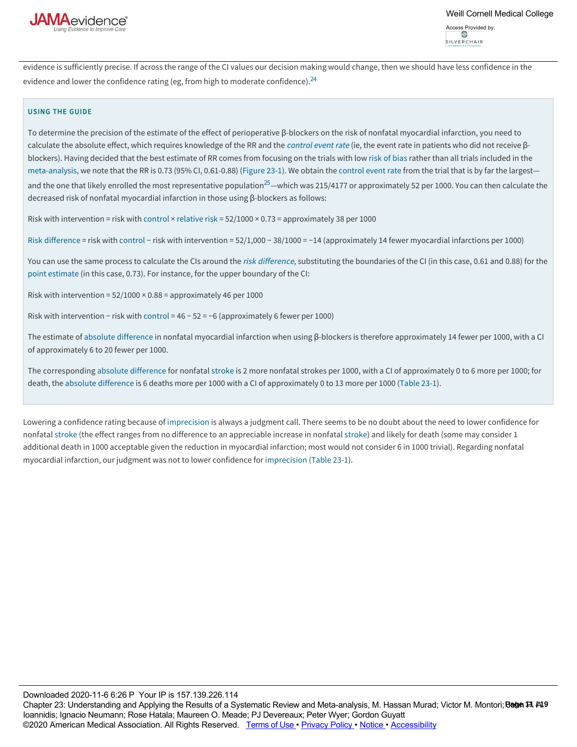evidence is sufficiently precise. If across the range of the CI values our decision making would change, then we should have less confidence in the evidence and lower the confidence rating (eg, from high to moderate confidence).[24]

**USING THE GUIDE**

To determine the precision of the estimate of the effect of perioperative β-blockers on the risk of nonfatal myocardial infarction, you need to calculate the absolute effect, which requires knowledge of the RR and the *control event rate* (ie, the event rate in patients who did not receive β-blockers). Having decided that the best estimate of RR comes from focusing on the trials with low risk of bias rather than all trials included in the meta-analysis, we note that the RR is 0.73 (95% CI, 0.61-0.88) (Figure 23-1). We obtain the control event rate from the trial that is by far the largest—and the one that likely enrolled the most representative population[25]—which was 215/4177 or approximately 52 per 1000. You can then calculate the decreased risk of nonfatal myocardial infarction in those using β-blockers as follows:

Risk with intervention = risk with control × relative risk = 52/1000 × 0.73 = approximately 38 per 1000

Risk difference = risk with control − risk with intervention = 52/1,000 − 38/1000 = −14 (approximately 14 fewer myocardial infarctions per 1000)

You can use the same process to calculate the CIs around the *risk difference*, substituting the boundaries of the CI (in this case, 0.61 and 0.88) for the point estimate (in this case, 0.73). For instance, for the upper boundary of the CI:

Risk with intervention = 52/1000 × 0.88 = approximately 46 per 1000

Risk with intervention − risk with control = 46 − 52 = −6 (approximately 6 fewer per 1000)

The estimate of absolute difference in nonfatal myocardial infarction when using β-blockers is therefore approximately 14 fewer per 1000, with a CI of approximately 6 to 20 fewer per 1000.

The corresponding absolute difference for nonfatal stroke is 2 more nonfatal strokes per 1000, with a CI of approximately 0 to 6 more per 1000; for death, the absolute difference is 6 deaths more per 1000 with a CI of approximately 0 to 13 more per 1000 (Table 23-1).

Lowering a confidence rating because of imprecision is always a judgment call. There seems to be no doubt about the need to lower confidence for nonfatal stroke (the effect ranges from no difference to an appreciable increase in nonfatal stroke) and likely for death (some may consider 1 additional death in 1000 acceptable given the reduction in myocardial infarction; most would not consider 6 in 1000 trivial). Regarding nonfatal myocardial infarction, our judgment was not to lower confidence for imprecision (Table 23-1).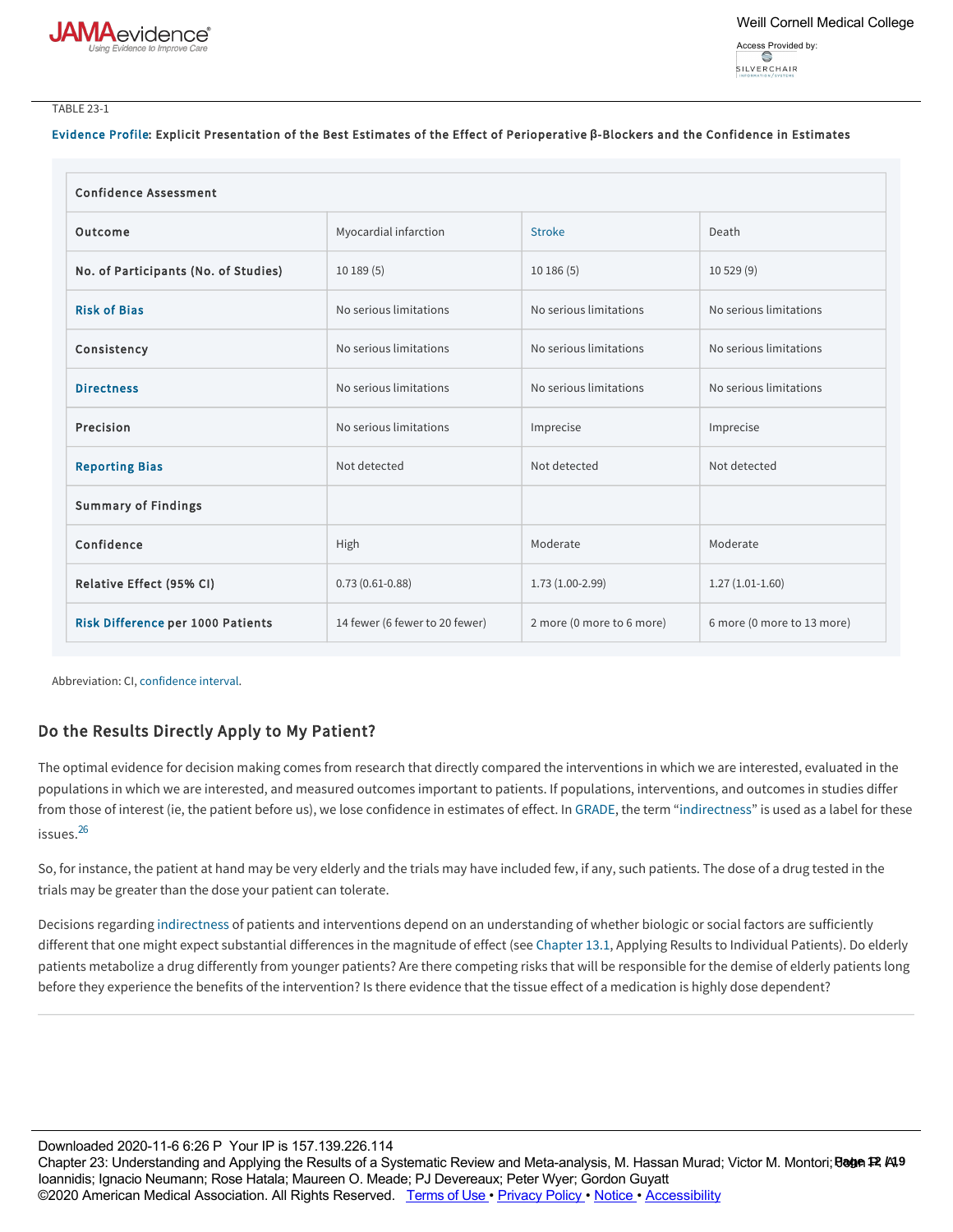TABLE 23-1

**Evidence Profile: Explicit Presentation of the Best Estimates of the Effect of Perioperative β-Blockers and the Confidence in Estimates**

| Confidence Assessment | | | |
|---|---|---|---|
| **Outcome** | Myocardial infarction | Stroke | Death |
| **No. of Participants (No. of Studies)** | 10 189 (5) | 10 186 (5) | 10 529 (9) |
| **Risk of Bias** | No serious limitations | No serious limitations | No serious limitations |
| **Consistency** | No serious limitations | No serious limitations | No serious limitations |
| **Directness** | No serious limitations | No serious limitations | No serious limitations |
| **Precision** | No serious limitations | Imprecise | Imprecise |
| **Reporting Bias** | Not detected | Not detected | Not detected |
| **Summary of Findings** | | | |
| **Confidence** | High | Moderate | Moderate |
| **Relative Effect (95% CI)** | 0.73 (0.61-0.88) | 1.73 (1.00-2.99) | 1.27 (1.01-1.60) |
| **Risk Difference per 1000 Patients** | 14 fewer (6 fewer to 20 fewer) | 2 more (0 more to 6 more) | 6 more (0 more to 13 more) |

Abbreviation: CI, confidence interval.

## Do the Results Directly Apply to My Patient?

The optimal evidence for decision making comes from research that directly compared the interventions in which we are interested, evaluated in the populations in which we are interested, and measured outcomes important to patients. If populations, interventions, and outcomes in studies differ from those of interest (ie, the patient before us), we lose confidence in estimates of effect. In GRADE, the term "indirectness" is used as a label for these issues.[26]

So, for instance, the patient at hand may be very elderly and the trials may have included few, if any, such patients. The dose of a drug tested in the trials may be greater than the dose your patient can tolerate.

Decisions regarding indirectness of patients and interventions depend on an understanding of whether biologic or social factors are sufficiently different that one might expect substantial differences in the magnitude of effect (see Chapter 13.1, Applying Results to Individual Patients). Do elderly patients metabolize a drug differently from younger patients? Are there competing risks that will be responsible for the demise of elderly patients long before they experience the benefits of the intervention? Is there evidence that the tissue effect of a medication is highly dose dependent?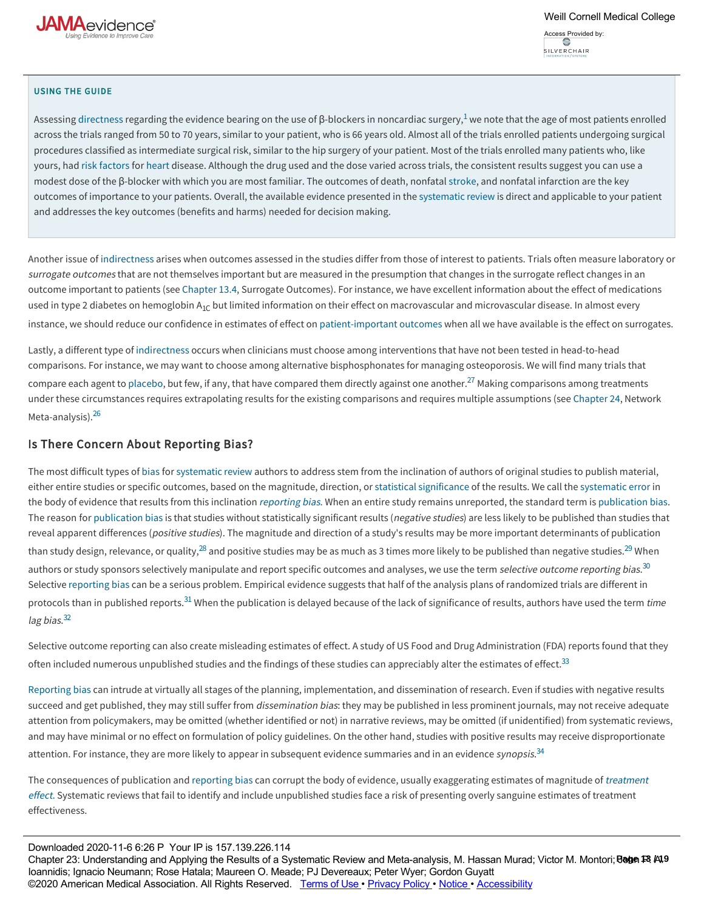#### USING THE GUIDE

Assessing directness regarding the evidence bearing on the use of β-blockers in noncardiac surgery,[1] we note that the age of most patients enrolled across the trials ranged from 50 to 70 years, similar to your patient, who is 66 years old. Almost all of the trials enrolled patients undergoing surgical procedures classified as intermediate surgical risk, similar to the hip surgery of your patient. Most of the trials enrolled many patients who, like yours, had risk factors for heart disease. Although the drug used and the dose varied across trials, the consistent results suggest you can use a modest dose of the β-blocker with which you are most familiar. The outcomes of death, nonfatal stroke, and nonfatal infarction are the key outcomes of importance to your patients. Overall, the available evidence presented in the systematic review is direct and applicable to your patient and addresses the key outcomes (benefits and harms) needed for decision making.

Another issue of indirectness arises when outcomes assessed in the studies differ from those of interest to patients. Trials often measure laboratory or *surrogate outcomes* that are not themselves important but are measured in the presumption that changes in the surrogate reflect changes in an outcome important to patients (see Chapter 13.4, Surrogate Outcomes). For instance, we have excellent information about the effect of medications used in type 2 diabetes on hemoglobin $A_{1C}$ but limited information on their effect on macrovascular and microvascular disease. In almost every instance, we should reduce our confidence in estimates of effect on patient-important outcomes when all we have available is the effect on surrogates.

Lastly, a different type of indirectness occurs when clinicians must choose among interventions that have not been tested in head-to-head comparisons. For instance, we may want to choose among alternative bisphosphonates for managing osteoporosis. We will find many trials that compare each agent to placebo, but few, if any, that have compared them directly against one another.[27] Making comparisons among treatments under these circumstances requires extrapolating results for the existing comparisons and requires multiple assumptions (see Chapter 24, Network Meta-analysis).[26]

## Is There Concern About Reporting Bias?

The most difficult types of bias for systematic review authors to address stem from the inclination of authors of original studies to publish material, either entire studies or specific outcomes, based on the magnitude, direction, or statistical significance of the results. We call the systematic error in the body of evidence that results from this inclination *reporting bias*. When an entire study remains unreported, the standard term is publication bias. The reason for publication bias is that studies without statistically significant results (*negative studies*) are less likely to be published than studies that reveal apparent differences (*positive studies*). The magnitude and direction of a study's results may be more important determinants of publication than study design, relevance, or quality,[28] and positive studies may be as much as 3 times more likely to be published than negative studies.[29] When authors or study sponsors selectively manipulate and report specific outcomes and analyses, we use the term *selective outcome reporting bias.*[30] Selective reporting bias can be a serious problem. Empirical evidence suggests that half of the analysis plans of randomized trials are different in protocols than in published reports.[31] When the publication is delayed because of the lack of significance of results, authors have used the term *time lag bias.*[32]

Selective outcome reporting can also create misleading estimates of effect. A study of US Food and Drug Administration (FDA) reports found that they often included numerous unpublished studies and the findings of these studies can appreciably alter the estimates of effect.[33]

Reporting bias can intrude at virtually all stages of the planning, implementation, and dissemination of research. Even if studies with negative results succeed and get published, they may still suffer from *dissemination bias*: they may be published in less prominent journals, may not receive adequate attention from policymakers, may be omitted (whether identified or not) in narrative reviews, may be omitted (if unidentified) from systematic reviews, and may have minimal or no effect on formulation of policy guidelines. On the other hand, studies with positive results may receive disproportionate attention. For instance, they are more likely to appear in subsequent evidence summaries and in an evidence *synopsis.*[34]

The consequences of publication and reporting bias can corrupt the body of evidence, usually exaggerating estimates of magnitude of *treatment effect*. Systematic reviews that fail to identify and include unpublished studies face a risk of presenting overly sanguine estimates of treatment effectiveness.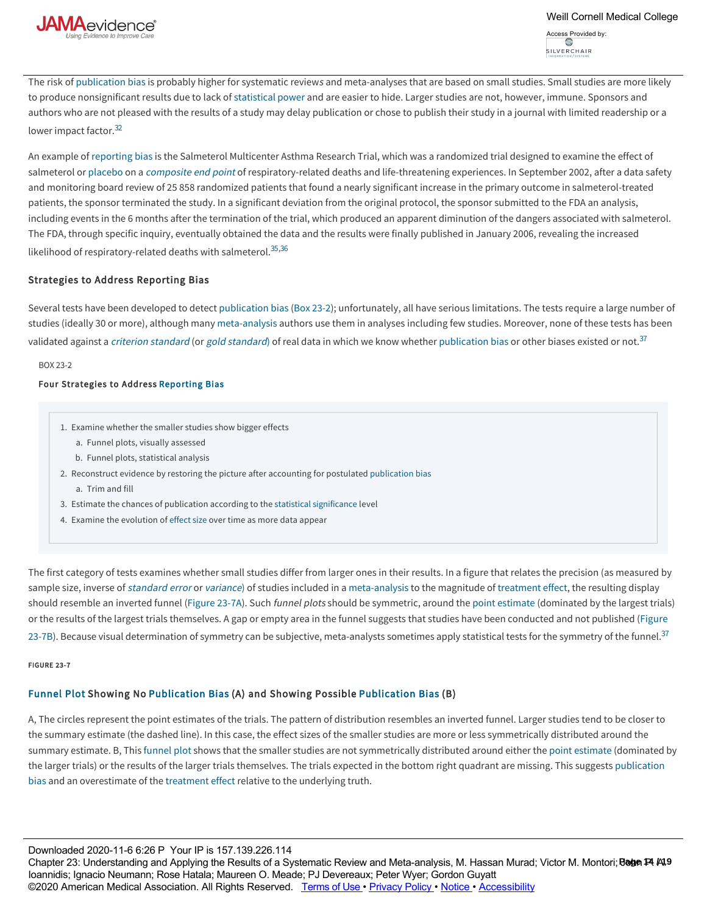The risk of publication bias is probably higher for systematic reviews and meta-analyses that are based on small studies. Small studies are more likely to produce nonsignificant results due to lack of statistical power and are easier to hide. Larger studies are not, however, immune. Sponsors and authors who are not pleased with the results of a study may delay publication or chose to publish their study in a journal with limited readership or a lower impact factor.[32]

An example of reporting bias is the Salmeterol Multicenter Asthma Research Trial, which was a randomized trial designed to examine the effect of salmeterol or placebo on a *composite end point* of respiratory-related deaths and life-threatening experiences. In September 2002, after a data safety and monitoring board review of 25 858 randomized patients that found a nearly significant increase in the primary outcome in salmeterol-treated patients, the sponsor terminated the study. In a significant deviation from the original protocol, the sponsor submitted to the FDA an analysis, including events in the 6 months after the termination of the trial, which produced an apparent diminution of the dangers associated with salmeterol. The FDA, through specific inquiry, eventually obtained the data and the results were finally published in January 2006, revealing the increased likelihood of respiratory-related deaths with salmeterol.[35,36]

### Strategies to Address Reporting Bias

Several tests have been developed to detect publication bias (Box 23-2); unfortunately, all have serious limitations. The tests require a large number of studies (ideally 30 or more), although many meta-analysis authors use them in analyses including few studies. Moreover, none of these tests has been validated against a *criterion standard* (or *gold standard*) of real data in which we know whether publication bias or other biases existed or not.[37]

BOX 23-2

**Four Strategies to Address Reporting Bias**

1. Examine whether the smaller studies show bigger effects
   a. Funnel plots, visually assessed
   b. Funnel plots, statistical analysis
2. Reconstruct evidence by restoring the picture after accounting for postulated publication bias
   a. Trim and fill
3. Estimate the chances of publication according to the statistical significance level
4. Examine the evolution of effect size over time as more data appear

The first category of tests examines whether small studies differ from larger ones in their results. In a figure that relates the precision (as measured by sample size, inverse of *standard error* or *variance*) of studies included in a meta-analysis to the magnitude of treatment effect, the resulting display should resemble an inverted funnel (Figure 23-7A). Such *funnel plots* should be symmetric, around the point estimate (dominated by the largest trials) or the results of the largest trials themselves. A gap or empty area in the funnel suggests that studies have been conducted and not published (Figure 23-7B). Because visual determination of symmetry can be subjective, meta-analysts sometimes apply statistical tests for the symmetry of the funnel.[37]

FIGURE 23-7

**Funnel Plot Showing No Publication Bias (A) and Showing Possible Publication Bias (B)**

A, The circles represent the point estimates of the trials. The pattern of distribution resembles an inverted funnel. Larger studies tend to be closer to the summary estimate (the dashed line). In this case, the effect sizes of the smaller studies are more or less symmetrically distributed around the summary estimate. B, This funnel plot shows that the smaller studies are not symmetrically distributed around either the point estimate (dominated by the larger trials) or the results of the larger trials themselves. The trials expected in the bottom right quadrant are missing. This suggests publication bias and an overestimate of the treatment effect relative to the underlying truth.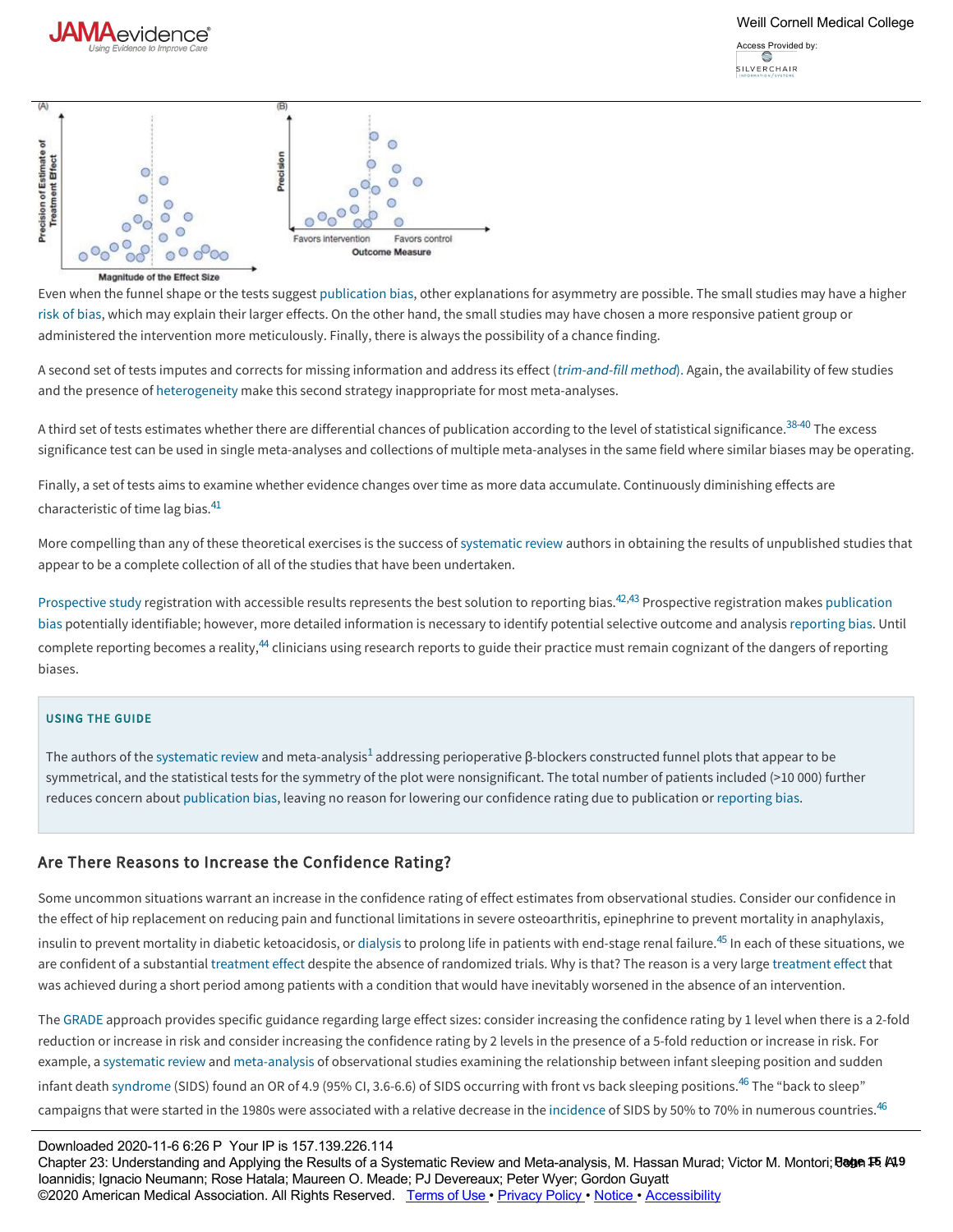(A)

Precision of Estimate of Treatment Effect

Magnitude of the Effect Size

(B)

Precision

Favors intervention

Favors control

Outcome Measure

Even when the funnel shape or the tests suggest publication bias, other explanations for asymmetry are possible. The small studies may have a higher risk of bias, which may explain their larger effects. On the other hand, the small studies may have chosen a more responsive patient group or administered the intervention more meticulously. Finally, there is always the possibility of a chance finding.

A second set of tests imputes and corrects for missing information and address its effect (*trim-and-fill method*). Again, the availability of few studies and the presence of heterogeneity make this second strategy inappropriate for most meta-analyses.

A third set of tests estimates whether there are differential chances of publication according to the level of statistical significance.[38-40] The excess significance test can be used in single meta-analyses and collections of multiple meta-analyses in the same field where similar biases may be operating.

Finally, a set of tests aims to examine whether evidence changes over time as more data accumulate. Continuously diminishing effects are characteristic of time lag bias.[41]

More compelling than any of these theoretical exercises is the success of systematic review authors in obtaining the results of unpublished studies that appear to be a complete collection of all of the studies that have been undertaken.

Prospective study registration with accessible results represents the best solution to reporting bias.[42,43] Prospective registration makes publication bias potentially identifiable; however, more detailed information is necessary to identify potential selective outcome and analysis reporting bias. Until complete reporting becomes a reality,[44] clinicians using research reports to guide their practice must remain cognizant of the dangers of reporting biases.

**USING THE GUIDE**

The authors of the systematic review and meta-analysis[1] addressing perioperative β-blockers constructed funnel plots that appear to be symmetrical, and the statistical tests for the symmetry of the plot were nonsignificant. The total number of patients included (>10 000) further reduces concern about publication bias, leaving no reason for lowering our confidence rating due to publication or reporting bias.

## Are There Reasons to Increase the Confidence Rating?

Some uncommon situations warrant an increase in the confidence rating of effect estimates from observational studies. Consider our confidence in the effect of hip replacement on reducing pain and functional limitations in severe osteoarthritis, epinephrine to prevent mortality in anaphylaxis, insulin to prevent mortality in diabetic ketoacidosis, or dialysis to prolong life in patients with end-stage renal failure.[45] In each of these situations, we are confident of a substantial treatment effect despite the absence of randomized trials. Why is that? The reason is a very large treatment effect that was achieved during a short period among patients with a condition that would have inevitably worsened in the absence of an intervention.

The GRADE approach provides specific guidance regarding large effect sizes: consider increasing the confidence rating by 1 level when there is a 2-fold reduction or increase in risk and consider increasing the confidence rating by 2 levels in the presence of a 5-fold reduction or increase in risk. For example, a systematic review and meta-analysis of observational studies examining the relationship between infant sleeping position and sudden infant death syndrome (SIDS) found an OR of 4.9 (95% CI, 3.6-6.6) of SIDS occurring with front vs back sleeping positions.[46] The "back to sleep" campaigns that were started in the 1980s were associated with a relative decrease in the incidence of SIDS by 50% to 70% in numerous countries.[46]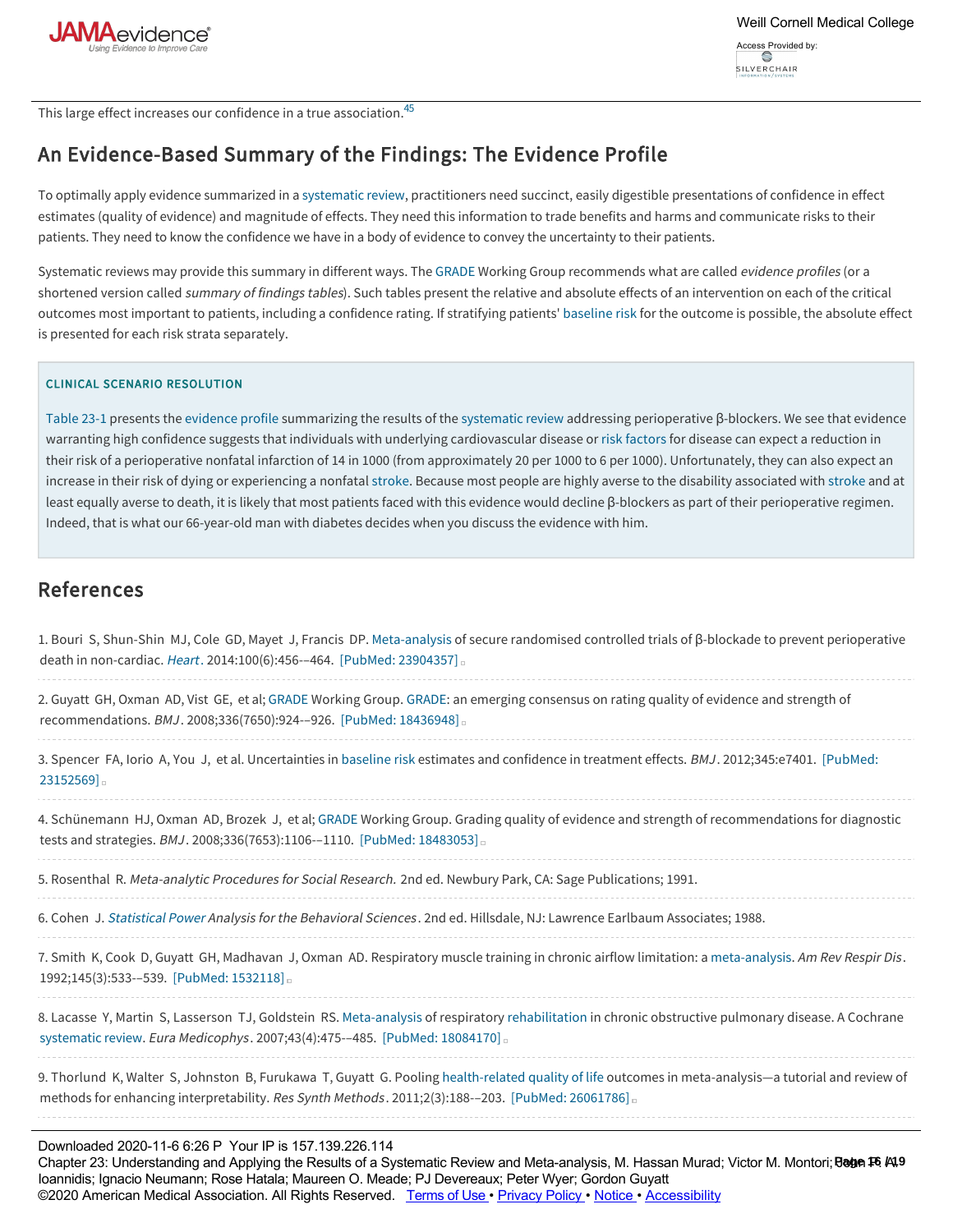This large effect increases our confidence in a true association.[45]

## An Evidence-Based Summary of the Findings: The Evidence Profile

To optimally apply evidence summarized in a systematic review, practitioners need succinct, easily digestible presentations of confidence in effect estimates (quality of evidence) and magnitude of effects. They need this information to trade benefits and harms and communicate risks to their patients. They need to know the confidence we have in a body of evidence to convey the uncertainty to their patients.

Systematic reviews may provide this summary in different ways. The GRADE Working Group recommends what are called *evidence profiles* (or a shortened version called *summary of findings tables*). Such tables present the relative and absolute effects of an intervention on each of the critical outcomes most important to patients, including a confidence rating. If stratifying patients' baseline risk for the outcome is possible, the absolute effect is presented for each risk strata separately.

**CLINICAL SCENARIO RESOLUTION**

Table 23-1 presents the evidence profile summarizing the results of the systematic review addressing perioperative β-blockers. We see that evidence warranting high confidence suggests that individuals with underlying cardiovascular disease or risk factors for disease can expect a reduction in their risk of a perioperative nonfatal infarction of 14 in 1000 (from approximately 20 per 1000 to 6 per 1000). Unfortunately, they can also expect an increase in their risk of dying or experiencing a nonfatal stroke. Because most people are highly averse to the disability associated with stroke and at least equally averse to death, it is likely that most patients faced with this evidence would decline β-blockers as part of their perioperative regimen. Indeed, that is what our 66-year-old man with diabetes decides when you discuss the evidence with him.

## References

1. Bouri S, Shun-Shin MJ, Cole GD, Mayet J, Francis DP. Meta-analysis of secure randomised controlled trials of β-blockade to prevent perioperative death in non-cardiac. *Heart*. 2014:100(6):456-–464. [PubMed: 23904357]

2. Guyatt GH, Oxman AD, Vist GE, et al; GRADE Working Group. GRADE: an emerging consensus on rating quality of evidence and strength of recommendations. *BMJ*. 2008;336(7650):924-–926. [PubMed: 18436948]

3. Spencer FA, Iorio A, You J, et al. Uncertainties in baseline risk estimates and confidence in treatment effects. *BMJ*. 2012;345:e7401. [PubMed: 23152569]

4. Schünemann HJ, Oxman AD, Brozek J, et al; GRADE Working Group. Grading quality of evidence and strength of recommendations for diagnostic tests and strategies. *BMJ*. 2008;336(7653):1106-–1110. [PubMed: 18483053]

5. Rosenthal R. *Meta-analytic Procedures for Social Research.* 2nd ed. Newbury Park, CA: Sage Publications; 1991.

6. Cohen J. *Statistical Power Analysis for the Behavioral Sciences*. 2nd ed. Hillsdale, NJ: Lawrence Earlbaum Associates; 1988.

7. Smith K, Cook D, Guyatt GH, Madhavan J, Oxman AD. Respiratory muscle training in chronic airflow limitation: a meta-analysis. *Am Rev Respir Dis*. 1992;145(3):533-–539. [PubMed: 1532118]

8. Lacasse Y, Martin S, Lasserson TJ, Goldstein RS. Meta-analysis of respiratory rehabilitation in chronic obstructive pulmonary disease. A Cochrane systematic review. *Eura Medicophys*. 2007;43(4):475-–485. [PubMed: 18084170]

9. Thorlund K, Walter S, Johnston B, Furukawa T, Guyatt G. Pooling health-related quality of life outcomes in meta-analysis—a tutorial and review of methods for enhancing interpretability. *Res Synth Methods*. 2011;2(3):188-–203. [PubMed: 26061786]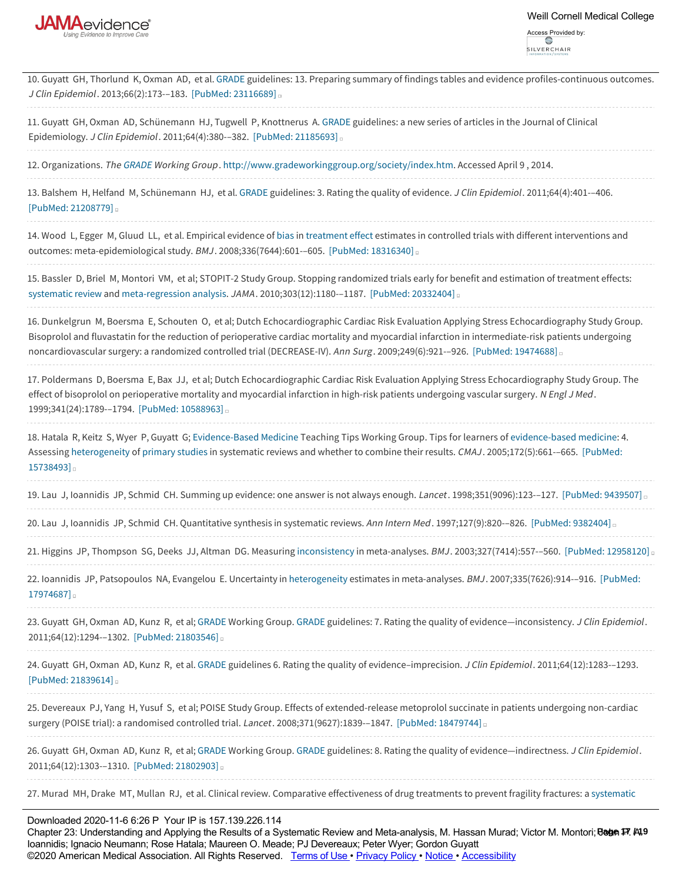10. Guyatt GH, Thorlund K, Oxman AD, et al. GRADE guidelines: 13. Preparing summary of findings tables and evidence profiles-continuous outcomes. *J Clin Epidemiol*. 2013;66(2):173-–183. [PubMed: 23116689]

11. Guyatt GH, Oxman AD, Schünemann HJ, Tugwell P, Knottnerus A. GRADE guidelines: a new series of articles in the Journal of Clinical Epidemiology. *J Clin Epidemiol*. 2011;64(4):380-–382. [PubMed: 21185693]

12. Organizations. *The GRADE Working Group*. http://www.gradeworkinggroup.org/society/index.htm. Accessed April 9 , 2014.

13. Balshem H, Helfand M, Schünemann HJ, et al. GRADE guidelines: 3. Rating the quality of evidence. *J Clin Epidemiol*. 2011;64(4):401-–406. [PubMed: 21208779]

14. Wood L, Egger M, Gluud LL, et al. Empirical evidence of bias in treatment effect estimates in controlled trials with different interventions and outcomes: meta-epidemiological study. *BMJ*. 2008;336(7644):601-–605. [PubMed: 18316340]

15. Bassler D, Briel M, Montori VM, et al; STOPIT-2 Study Group. Stopping randomized trials early for benefit and estimation of treatment effects: systematic review and meta-regression analysis. *JAMA*. 2010;303(12):1180-–1187. [PubMed: 20332404]

16. Dunkelgrun M, Boersma E, Schouten O, et al; Dutch Echocardiographic Cardiac Risk Evaluation Applying Stress Echocardiography Study Group. Bisoprolol and fluvastatin for the reduction of perioperative cardiac mortality and myocardial infarction in intermediate-risk patients undergoing noncardiovascular surgery: a randomized controlled trial (DECREASE-IV). *Ann Surg*. 2009;249(6):921-–926. [PubMed: 19474688]

17. Poldermans D, Boersma E, Bax JJ, et al; Dutch Echocardiographic Cardiac Risk Evaluation Applying Stress Echocardiography Study Group. The effect of bisoprolol on perioperative mortality and myocardial infarction in high-risk patients undergoing vascular surgery. *N Engl J Med*. 1999;341(24):1789-–1794. [PubMed: 10588963]

18. Hatala R, Keitz S, Wyer P, Guyatt G; Evidence-Based Medicine Teaching Tips Working Group. Tips for learners of evidence-based medicine: 4. Assessing heterogeneity of primary studies in systematic reviews and whether to combine their results. *CMAJ*. 2005;172(5):661-–665. [PubMed: 15738493]

19. Lau J, Ioannidis JP, Schmid CH. Summing up evidence: one answer is not always enough. *Lancet*. 1998;351(9096):123-–127. [PubMed: 9439507]

20. Lau J, Ioannidis JP, Schmid CH. Quantitative synthesis in systematic reviews. *Ann Intern Med*. 1997;127(9):820-–826. [PubMed: 9382404]

21. Higgins JP, Thompson SG, Deeks JJ, Altman DG. Measuring inconsistency in meta-analyses. *BMJ*. 2003;327(7414):557-–560. [PubMed: 12958120]

22. Ioannidis JP, Patsopoulos NA, Evangelou E. Uncertainty in heterogeneity estimates in meta-analyses. *BMJ*. 2007;335(7626):914-–916. [PubMed: 17974687]

23. Guyatt GH, Oxman AD, Kunz R, et al; GRADE Working Group. GRADE guidelines: 7. Rating the quality of evidence—inconsistency. *J Clin Epidemiol*. 2011;64(12):1294-–1302. [PubMed: 21803546]

24. Guyatt GH, Oxman AD, Kunz R, et al. GRADE guidelines 6. Rating the quality of evidence–imprecision. *J Clin Epidemiol*. 2011;64(12):1283-–1293. [PubMed: 21839614]

25. Devereaux PJ, Yang H, Yusuf S, et al; POISE Study Group. Effects of extended-release metoprolol succinate in patients undergoing non-cardiac surgery (POISE trial): a randomised controlled trial. *Lancet*. 2008;371(9627):1839-–1847. [PubMed: 18479744]

26. Guyatt GH, Oxman AD, Kunz R, et al; GRADE Working Group. GRADE guidelines: 8. Rating the quality of evidence—indirectness. *J Clin Epidemiol*. 2011;64(12):1303-–1310. [PubMed: 21802903]

27. Murad MH, Drake MT, Mullan RJ, et al. Clinical review. Comparative effectiveness of drug treatments to prevent fragility fractures: a systematic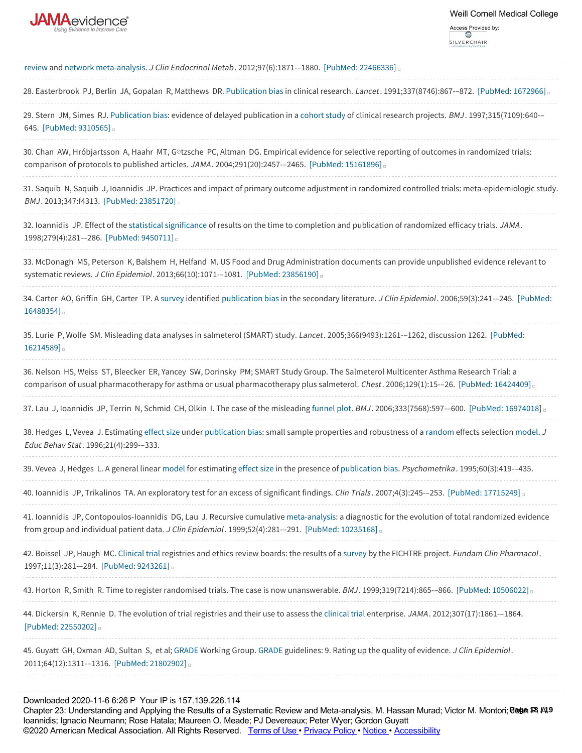review and network meta-analysis. *J Clin Endocrinol Metab*. 2012;97(6):1871–-1880. [PubMed: 22466336]

28. Easterbrook PJ, Berlin JA, Gopalan R, Matthews DR. Publication bias in clinical research. *Lancet*. 1991;337(8746):867–-872. [PubMed: 1672966]

29. Stern JM, Simes RJ. Publication bias: evidence of delayed publication in a cohort study of clinical research projects. *BMJ*. 1997;315(7109):640–-645. [PubMed: 9310565]

30. Chan AW, Hróbjartsson A, Haahr MT, Gøtzsche PC, Altman DG. Empirical evidence for selective reporting of outcomes in randomized trials: comparison of protocols to published articles. *JAMA*. 2004;291(20):2457–-2465. [PubMed: 15161896]

31. Saquib N, Saquib J, Ioannidis JP. Practices and impact of primary outcome adjustment in randomized controlled trials: meta-epidemiologic study. *BMJ*. 2013;347:f4313. [PubMed: 23851720]

32. Ioannidis JP. Effect of the statistical significance of results on the time to completion and publication of randomized efficacy trials. *JAMA*. 1998;279(4):281–-286. [PubMed: 9450711]

33. McDonagh MS, Peterson K, Balshem H, Helfand M. US Food and Drug Administration documents can provide unpublished evidence relevant to systematic reviews. *J Clin Epidemiol*. 2013;66(10):1071–-1081. [PubMed: 23856190]

34. Carter AO, Griffin GH, Carter TP. A survey identified publication bias in the secondary literature. *J Clin Epidemiol*. 2006;59(3):241–-245. [PubMed: 16488354]

35. Lurie P, Wolfe SM. Misleading data analyses in salmeterol (SMART) study. *Lancet*. 2005;366(9493):1261–-1262, discussion 1262. [PubMed: 16214589]

36. Nelson HS, Weiss ST, Bleecker ER, Yancey SW, Dorinsky PM; SMART Study Group. The Salmeterol Multicenter Asthma Research Trial: a comparison of usual pharmacotherapy for asthma or usual pharmacotherapy plus salmeterol. *Chest*. 2006;129(1):15–-26. [PubMed: 16424409]

37. Lau J, Ioannidis JP, Terrin N, Schmid CH, Olkin I. The case of the misleading funnel plot. *BMJ*. 2006;333(7568):597–-600. [PubMed: 16974018]

38. Hedges L, Vevea J. Estimating effect size under publication bias: small sample properties and robustness of a random effects selection model. *J Educ Behav Stat*. 1996;21(4):299–-333.

39. Vevea J, Hedges L. A general linear model for estimating effect size in the presence of publication bias. *Psychometrika*. 1995;60(3):419–-435.

40. Ioannidis JP, Trikalinos TA. An exploratory test for an excess of significant findings. *Clin Trials*. 2007;4(3):245–-253. [PubMed: 17715249]

41. Ioannidis JP, Contopoulos-Ioannidis DG, Lau J. Recursive cumulative meta-analysis: a diagnostic for the evolution of total randomized evidence from group and individual patient data. *J Clin Epidemiol*. 1999;52(4):281–-291. [PubMed: 10235168]

42. Boissel JP, Haugh MC. Clinical trial registries and ethics review boards: the results of a survey by the FICHTRE project. *Fundam Clin Pharmacol*. 1997;11(3):281–-284. [PubMed: 9243261]

43. Horton R, Smith R. Time to register randomised trials. The case is now unanswerable. *BMJ*. 1999;319(7214):865–-866. [PubMed: 10506022]

44. Dickersin K, Rennie D. The evolution of trial registries and their use to assess the clinical trial enterprise. *JAMA*. 2012;307(17):1861–-1864. [PubMed: 22550202]

45. Guyatt GH, Oxman AD, Sultan S, et al; GRADE Working Group. GRADE guidelines: 9. Rating up the quality of evidence. *J Clin Epidemiol*. 2011;64(12):1311–-1316. [PubMed: 21802902]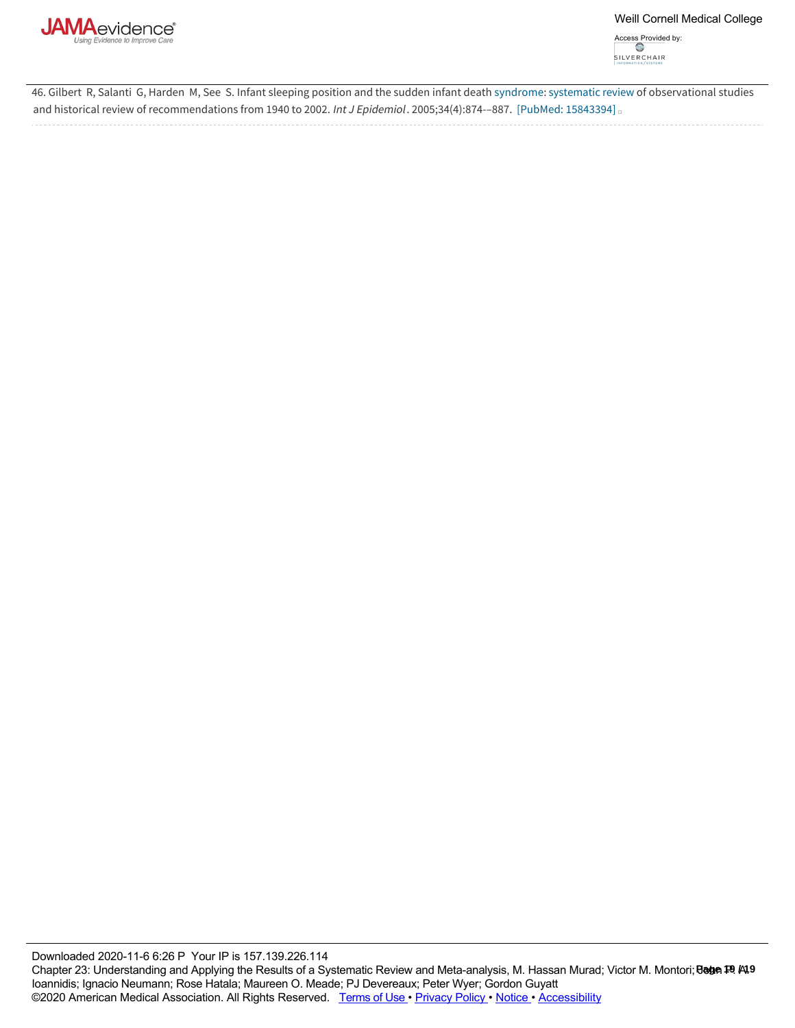46. Gilbert R, Salanti G, Harden M, See S. Infant sleeping position and the sudden infant death syndrome: systematic review of observational studies and historical review of recommendations from 1940 to 2002. *Int J Epidemiol*. 2005;34(4):874-–887. [PubMed: 15843394]